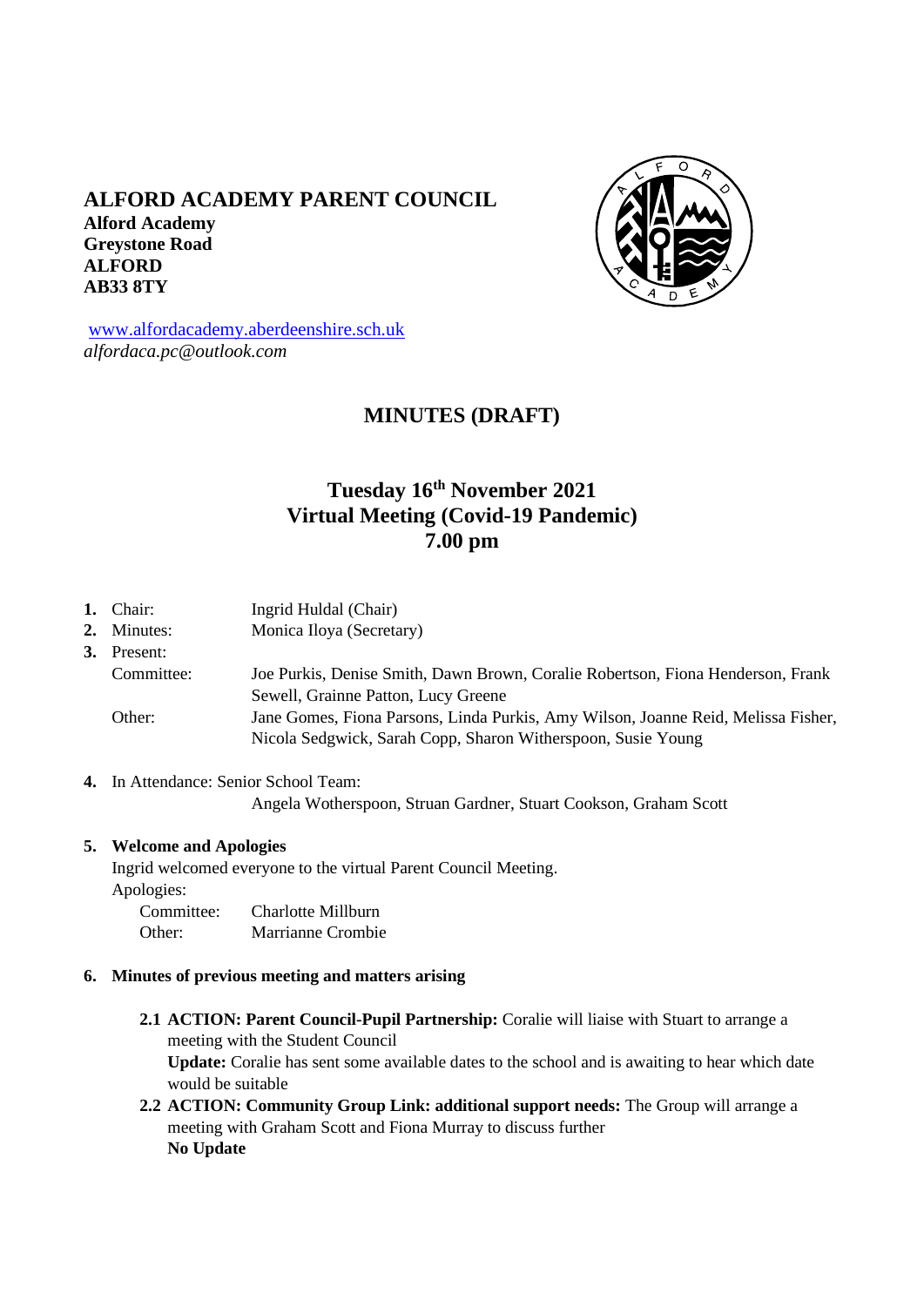# ALFORD ACADEMY PARENT COUNCIL

**Alford Academy**
**Greystone Road**
**ALFORD**
**AB33 8TY**

[www.alfordacademy.aberdeenshire.sch.uk](http://www.alfordacademy.aberdeenshire.sch.uk)
*alfordaca.pc@outlook.com*

## MINUTES (DRAFT)

### Tuesday 16th November 2021
### Virtual Meeting (Covid-19 Pandemic)
### 7.00 pm

1. Chair: Ingrid Huldal (Chair)
2. Minutes: Monica Iloya (Secretary)
3. Present:
   - Committee: Joe Purkis, Denise Smith, Dawn Brown, Coralie Robertson, Fiona Henderson, Frank Sewell, Grainne Patton, Lucy Greene
   - Other: Jane Gomes, Fiona Parsons, Linda Purkis, Amy Wilson, Joanne Reid, Melissa Fisher, Nicola Sedgwick, Sarah Copp, Sharon Witherspoon, Susie Young
4. In Attendance: Senior School Team:
   Angela Wotherspoon, Struan Gardner, Stuart Cookson, Graham Scott
5. **Welcome and Apologies**
   Ingrid welcomed everyone to the virtual Parent Council Meeting.
   Apologies:
   - Committee: Charlotte Millburn
   - Other: Marrianne Crombie
6. **Minutes of previous meeting and matters arising**
   - **2.1 ACTION: Parent Council-Pupil Partnership:** Coralie will liaise with Stuart to arrange a meeting with the Student Council
     **Update:** Coralie has sent some available dates to the school and is awaiting to hear which date would be suitable
   - **2.2 ACTION: Community Group Link: additional support needs:** The Group will arrange a meeting with Graham Scott and Fiona Murray to discuss further
     **No Update**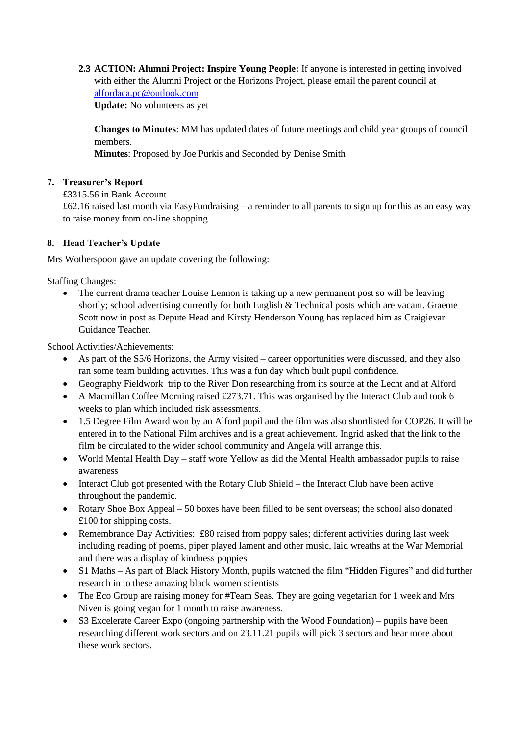**2.3 ACTION: Alumni Project: Inspire Young People:** If anyone is interested in getting involved with either the Alumni Project or the Horizons Project, please email the parent council at alfordaca.pc@outlook.com
**Update:** No volunteers as yet

**Changes to Minutes**: MM has updated dates of future meetings and child year groups of council members.
**Minutes**: Proposed by Joe Purkis and Seconded by Denise Smith

### 7. Treasurer's Report

£3315.56 in Bank Account
£62.16 raised last month via EasyFundraising – a reminder to all parents to sign up for this as an easy way to raise money from on-line shopping

### 8. Head Teacher's Update

Mrs Wotherspoon gave an update covering the following:

Staffing Changes:

- The current drama teacher Louise Lennon is taking up a new permanent post so will be leaving shortly; school advertising currently for both English & Technical posts which are vacant. Graeme Scott now in post as Depute Head and Kirsty Henderson Young has replaced him as Craigievar Guidance Teacher.

School Activities/Achievements:

- As part of the S5/6 Horizons, the Army visited – career opportunities were discussed, and they also ran some team building activities. This was a fun day which built pupil confidence.
- Geography Fieldwork trip to the River Don researching from its source at the Lecht and at Alford
- A Macmillan Coffee Morning raised £273.71. This was organised by the Interact Club and took 6 weeks to plan which included risk assessments.
- 1.5 Degree Film Award won by an Alford pupil and the film was also shortlisted for COP26. It will be entered in to the National Film archives and is a great achievement. Ingrid asked that the link to the film be circulated to the wider school community and Angela will arrange this.
- World Mental Health Day – staff wore Yellow as did the Mental Health ambassador pupils to raise awareness
- Interact Club got presented with the Rotary Club Shield – the Interact Club have been active throughout the pandemic.
- Rotary Shoe Box Appeal – 50 boxes have been filled to be sent overseas; the school also donated £100 for shipping costs.
- Remembrance Day Activities: £80 raised from poppy sales; different activities during last week including reading of poems, piper played lament and other music, laid wreaths at the War Memorial and there was a display of kindness poppies
- S1 Maths – As part of Black History Month, pupils watched the film "Hidden Figures" and did further research in to these amazing black women scientists
- The Eco Group are raising money for #Team Seas. They are going vegetarian for 1 week and Mrs Niven is going vegan for 1 month to raise awareness.
- S3 Excelerate Career Expo (ongoing partnership with the Wood Foundation) – pupils have been researching different work sectors and on 23.11.21 pupils will pick 3 sectors and hear more about these work sectors.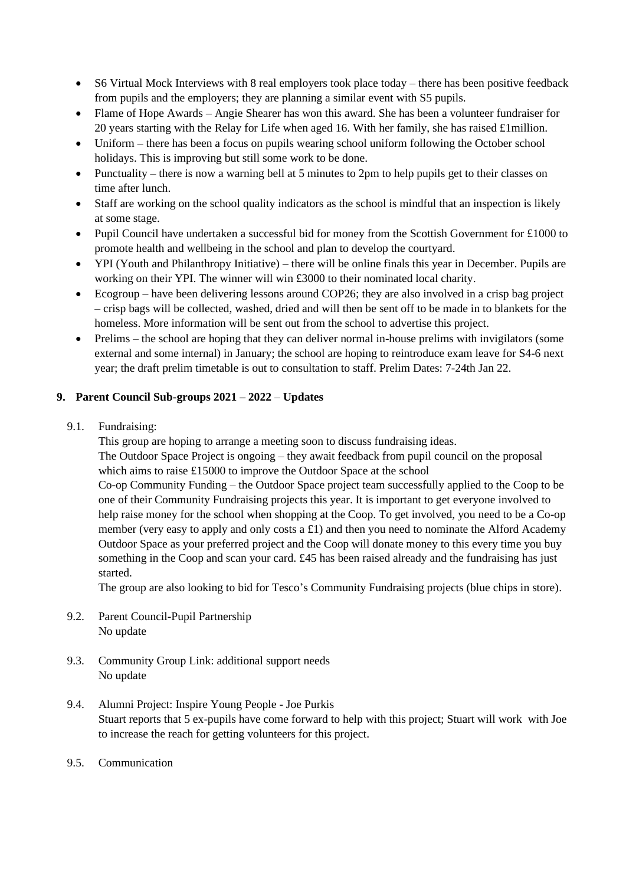- S6 Virtual Mock Interviews with 8 real employers took place today – there has been positive feedback from pupils and the employers; they are planning a similar event with S5 pupils.
- Flame of Hope Awards – Angie Shearer has won this award. She has been a volunteer fundraiser for 20 years starting with the Relay for Life when aged 16. With her family, she has raised £1million.
- Uniform – there has been a focus on pupils wearing school uniform following the October school holidays. This is improving but still some work to be done.
- Punctuality – there is now a warning bell at 5 minutes to 2pm to help pupils get to their classes on time after lunch.
- Staff are working on the school quality indicators as the school is mindful that an inspection is likely at some stage.
- Pupil Council have undertaken a successful bid for money from the Scottish Government for £1000 to promote health and wellbeing in the school and plan to develop the courtyard.
- YPI (Youth and Philanthropy Initiative) – there will be online finals this year in December. Pupils are working on their YPI. The winner will win £3000 to their nominated local charity.
- Ecogroup – have been delivering lessons around COP26; they are also involved in a crisp bag project – crisp bags will be collected, washed, dried and will then be sent off to be made in to blankets for the homeless. More information will be sent out from the school to advertise this project.
- Prelims – the school are hoping that they can deliver normal in-house prelims with invigilators (some external and some internal) in January; the school are hoping to reintroduce exam leave for S4-6 next year; the draft prelim timetable is out to consultation to staff. Prelim Dates: 7-24th Jan 22.

## 9. Parent Council Sub-groups 2021 – 2022 – Updates

9.1. Fundraising:

This group are hoping to arrange a meeting soon to discuss fundraising ideas.

The Outdoor Space Project is ongoing – they await feedback from pupil council on the proposal which aims to raise £15000 to improve the Outdoor Space at the school

Co-op Community Funding – the Outdoor Space project team successfully applied to the Coop to be one of their Community Fundraising projects this year. It is important to get everyone involved to help raise money for the school when shopping at the Coop. To get involved, you need to be a Co-op member (very easy to apply and only costs a £1) and then you need to nominate the Alford Academy Outdoor Space as your preferred project and the Coop will donate money to this every time you buy something in the Coop and scan your card. £45 has been raised already and the fundraising has just started.

The group are also looking to bid for Tesco's Community Fundraising projects (blue chips in store).

9.2. Parent Council-Pupil Partnership

No update

9.3. Community Group Link: additional support needs

No update

9.4. Alumni Project: Inspire Young People - Joe Purkis

Stuart reports that 5 ex-pupils have come forward to help with this project; Stuart will work with Joe to increase the reach for getting volunteers for this project.

9.5. Communication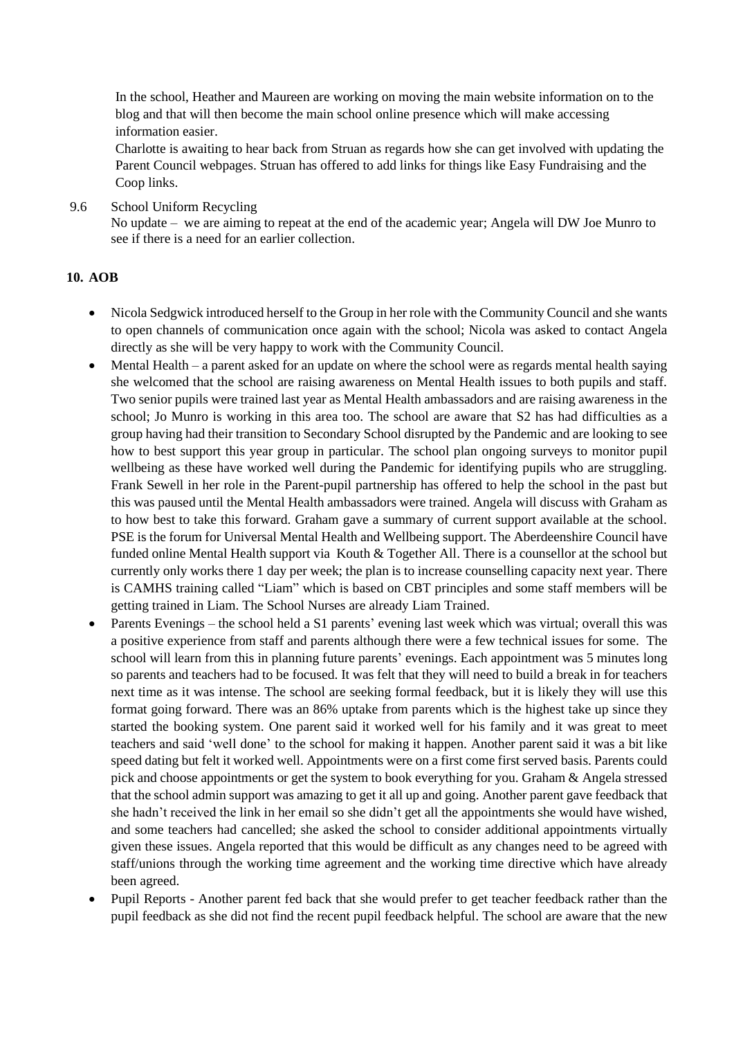In the school, Heather and Maureen are working on moving the main website information on to the blog and that will then become the main school online presence which will make accessing information easier.

Charlotte is awaiting to hear back from Struan as regards how she can get involved with updating the Parent Council webpages. Struan has offered to add links for things like Easy Fundraising and the Coop links.

9.6 School Uniform Recycling

No update – we are aiming to repeat at the end of the academic year; Angela will DW Joe Munro to see if there is a need for an earlier collection.

**10. AOB**

- Nicola Sedgwick introduced herself to the Group in her role with the Community Council and she wants to open channels of communication once again with the school; Nicola was asked to contact Angela directly as she will be very happy to work with the Community Council.
- Mental Health – a parent asked for an update on where the school were as regards mental health saying she welcomed that the school are raising awareness on Mental Health issues to both pupils and staff. Two senior pupils were trained last year as Mental Health ambassadors and are raising awareness in the school; Jo Munro is working in this area too. The school are aware that S2 has had difficulties as a group having had their transition to Secondary School disrupted by the Pandemic and are looking to see how to best support this year group in particular. The school plan ongoing surveys to monitor pupil wellbeing as these have worked well during the Pandemic for identifying pupils who are struggling. Frank Sewell in her role in the Parent-pupil partnership has offered to help the school in the past but this was paused until the Mental Health ambassadors were trained. Angela will discuss with Graham as to how best to take this forward. Graham gave a summary of current support available at the school. PSE is the forum for Universal Mental Health and Wellbeing support. The Aberdeenshire Council have funded online Mental Health support via Kouth & Together All. There is a counsellor at the school but currently only works there 1 day per week; the plan is to increase counselling capacity next year. There is CAMHS training called "Liam" which is based on CBT principles and some staff members will be getting trained in Liam. The School Nurses are already Liam Trained.
- Parents Evenings – the school held a S1 parents' evening last week which was virtual; overall this was a positive experience from staff and parents although there were a few technical issues for some. The school will learn from this in planning future parents' evenings. Each appointment was 5 minutes long so parents and teachers had to be focused. It was felt that they will need to build a break in for teachers next time as it was intense. The school are seeking formal feedback, but it is likely they will use this format going forward. There was an 86% uptake from parents which is the highest take up since they started the booking system. One parent said it worked well for his family and it was great to meet teachers and said 'well done' to the school for making it happen. Another parent said it was a bit like speed dating but felt it worked well. Appointments were on a first come first served basis. Parents could pick and choose appointments or get the system to book everything for you. Graham & Angela stressed that the school admin support was amazing to get it all up and going. Another parent gave feedback that she hadn't received the link in her email so she didn't get all the appointments she would have wished, and some teachers had cancelled; she asked the school to consider additional appointments virtually given these issues. Angela reported that this would be difficult as any changes need to be agreed with staff/unions through the working time agreement and the working time directive which have already been agreed.
- Pupil Reports - Another parent fed back that she would prefer to get teacher feedback rather than the pupil feedback as she did not find the recent pupil feedback helpful. The school are aware that the new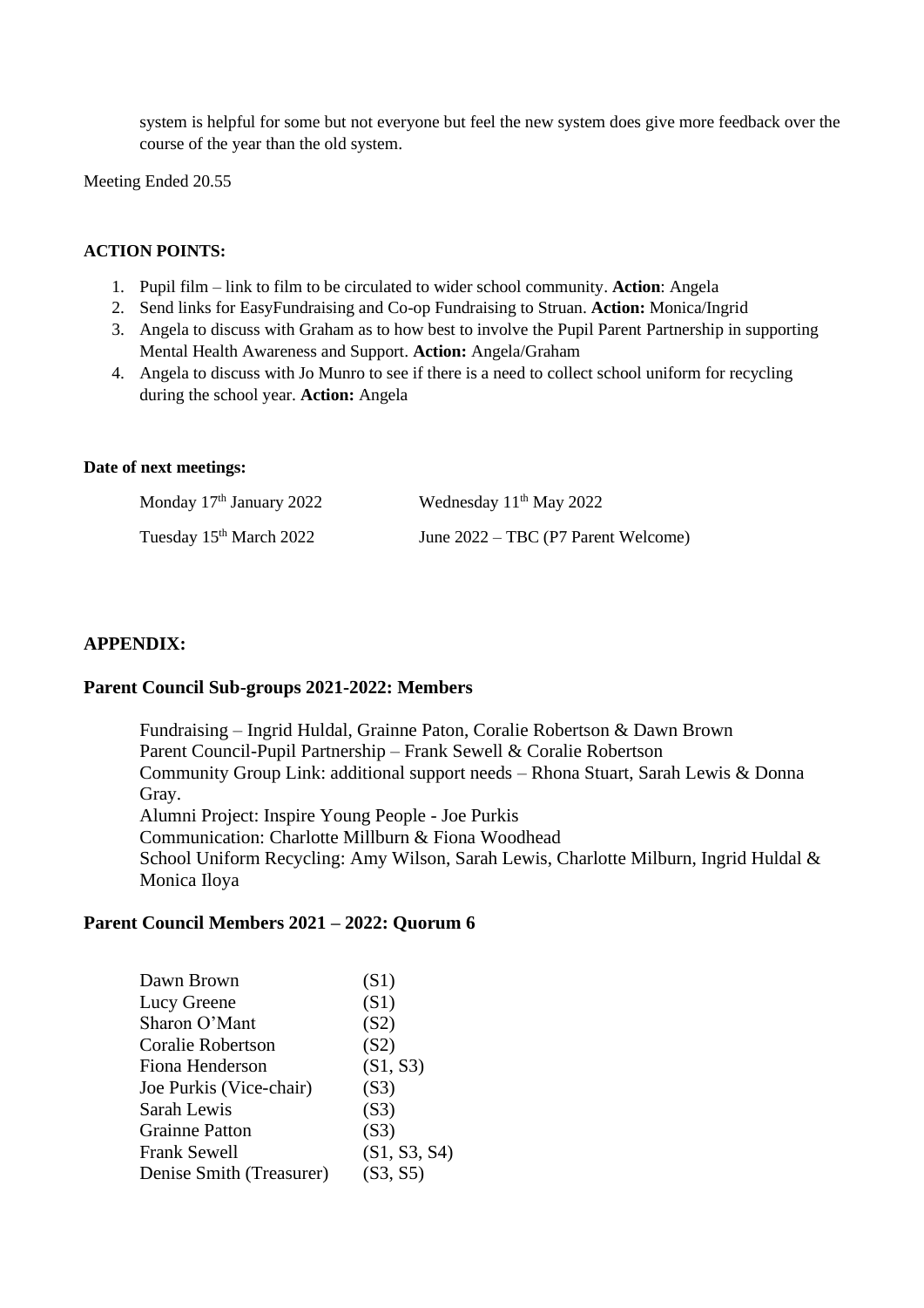system is helpful for some but not everyone but feel the new system does give more feedback over the course of the year than the old system.

Meeting Ended 20.55

**ACTION POINTS:**

1. Pupil film – link to film to be circulated to wider school community. **Action**: Angela
2. Send links for EasyFundraising and Co-op Fundraising to Struan. **Action:** Monica/Ingrid
3. Angela to discuss with Graham as to how best to involve the Pupil Parent Partnership in supporting Mental Health Awareness and Support. **Action:** Angela/Graham
4. Angela to discuss with Jo Munro to see if there is a need to collect school uniform for recycling during the school year. **Action:** Angela

**Date of next meetings:**

| | |
|---|---|
| Monday 17th January 2022 | Wednesday 11th May 2022 |
| Tuesday 15th March 2022 | June 2022 – TBC (P7 Parent Welcome) |

**APPENDIX:**

**Parent Council Sub-groups 2021-2022: Members**

Fundraising – Ingrid Huldal, Grainne Paton, Coralie Robertson & Dawn Brown
Parent Council-Pupil Partnership – Frank Sewell & Coralie Robertson
Community Group Link: additional support needs – Rhona Stuart, Sarah Lewis & Donna Gray.
Alumni Project: Inspire Young People - Joe Purkis
Communication: Charlotte Millburn & Fiona Woodhead
School Uniform Recycling: Amy Wilson, Sarah Lewis, Charlotte Milburn, Ingrid Huldal & Monica Iloya

**Parent Council Members 2021 – 2022: Quorum 6**

| | |
|---|---|
| Dawn Brown | (S1) |
| Lucy Greene | (S1) |
| Sharon O'Mant | (S2) |
| Coralie Robertson | (S2) |
| Fiona Henderson | (S1, S3) |
| Joe Purkis (Vice-chair) | (S3) |
| Sarah Lewis | (S3) |
| Grainne Patton | (S3) |
| Frank Sewell | (S1, S3, S4) |
| Denise Smith (Treasurer) | (S3, S5) |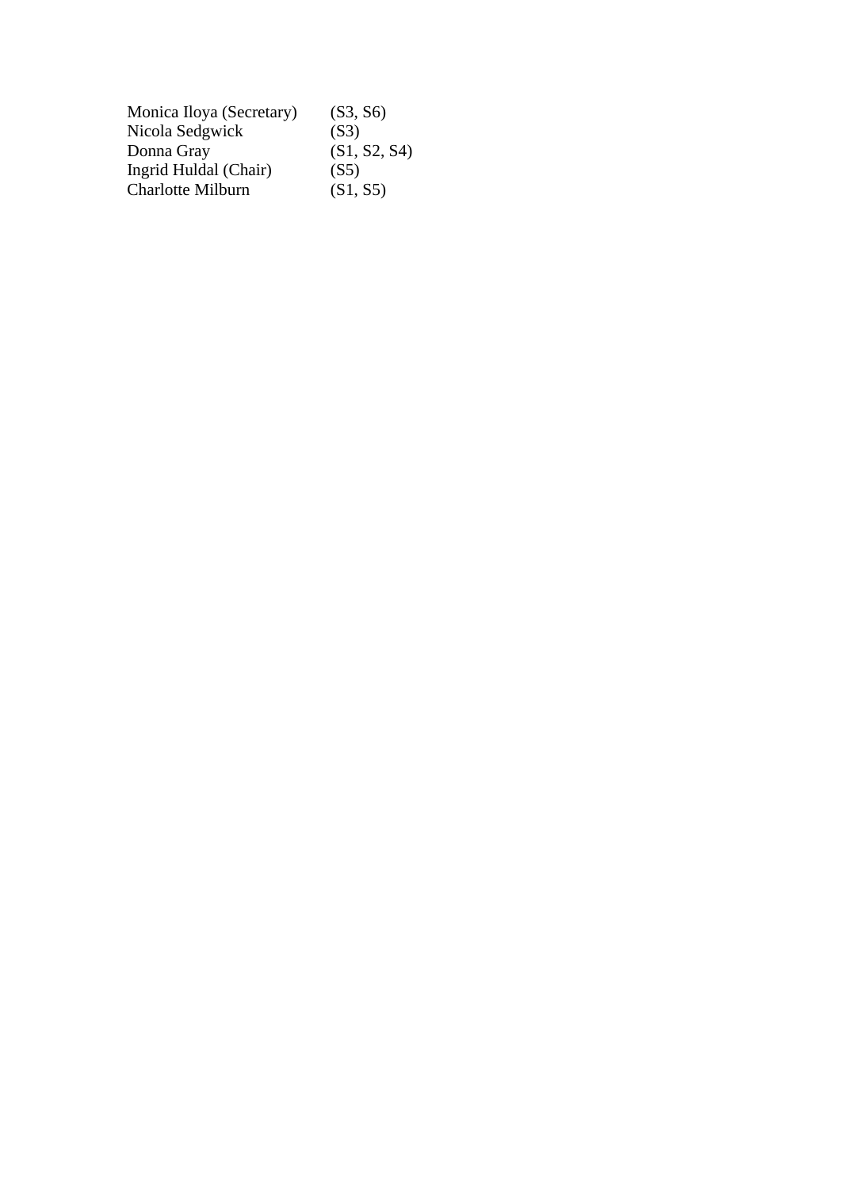| | |
|---|---|
| Monica Iloya (Secretary) | (S3, S6) |
| Nicola Sedgwick | (S3) |
| Donna Gray | (S1, S2, S4) |
| Ingrid Huldal (Chair) | (S5) |
| Charlotte Milburn | (S1, S5) |